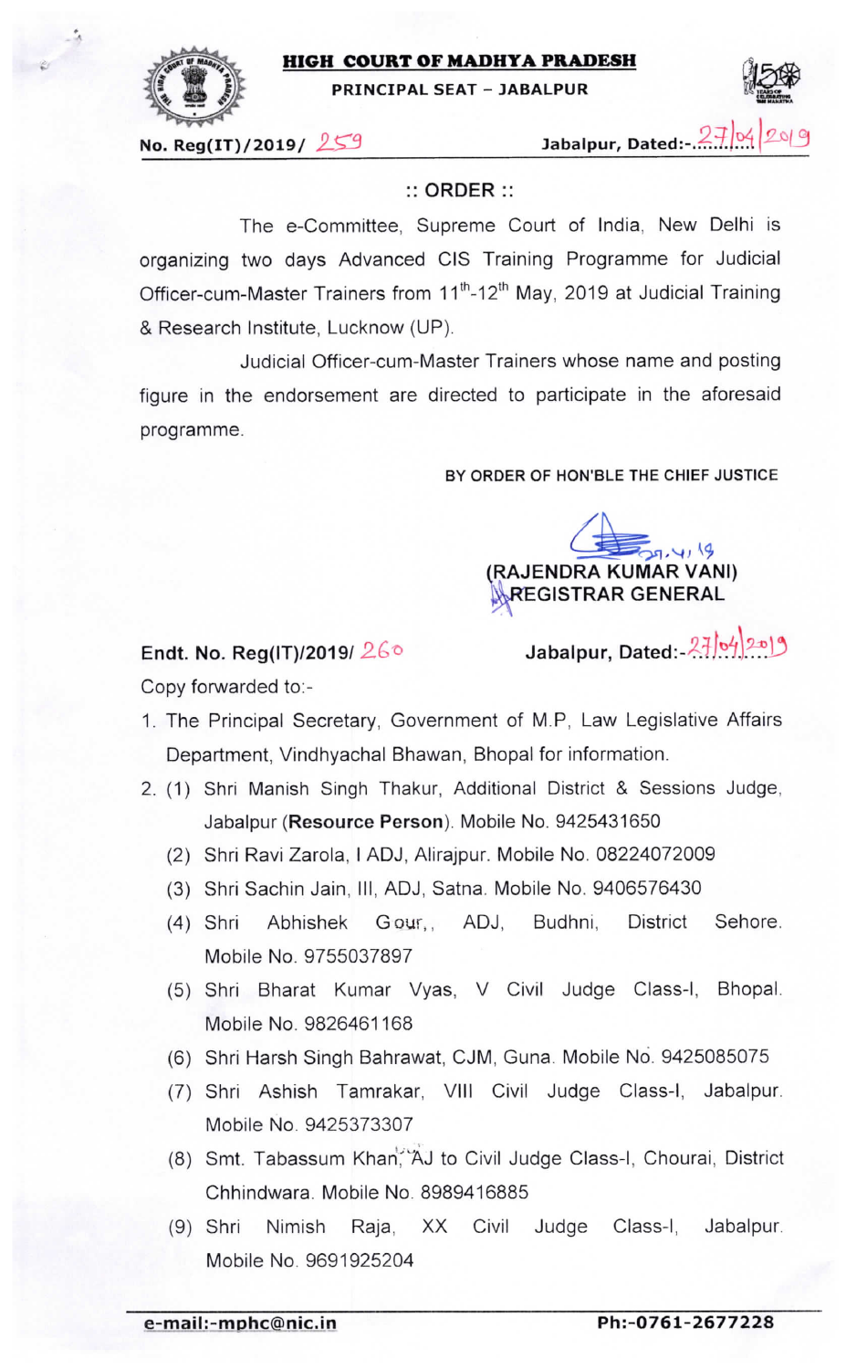# HIGH COURT OF MADHYA PRADESH

**PRINCIPAL SEAT – JABALPUR**

**No. Reg(IT)/2019/ 259** **Jabalpur, Dated:-27/04/2019**

## :: ORDER ::

The e-Committee, Supreme Court of India, New Delhi is organizing two days Advanced CIS Training Programme for Judicial Officer-cum-Master Trainers from 11th-12th May, 2019 at Judicial Training & Research Institute, Lucknow (UP).

Judicial Officer-cum-Master Trainers whose name and posting figure in the endorsement are directed to participate in the aforesaid programme.

**BY ORDER OF HON'BLE THE CHIEF JUSTICE**

27.4.19

**(RAJENDRA KUMAR VANI)**
**REGISTRAR GENERAL**

**Endt. No. Reg(IT)/2019/ 260** **Jabalpur, Dated:-27/04/2019**

Copy forwarded to:-

1. The Principal Secretary, Government of M.P, Law Legislative Affairs Department, Vindhyachal Bhawan, Bhopal for information.
2. (1) Shri Manish Singh Thakur, Additional District & Sessions Judge, Jabalpur (**Resource Person**). Mobile No. 9425431650
   (2) Shri Ravi Zarola, I ADJ, Alirajpur. Mobile No. 08224072009
   (3) Shri Sachin Jain, III, ADJ, Satna. Mobile No. 9406576430
   (4) Shri Abhishek Gour, ADJ, Budhni, District Sehore. Mobile No. 9755037897
   (5) Shri Bharat Kumar Vyas, V Civil Judge Class-I, Bhopal. Mobile No. 9826461168
   (6) Shri Harsh Singh Bahrawat, CJM, Guna. Mobile No. 9425085075
   (7) Shri Ashish Tamrakar, VIII Civil Judge Class-I, Jabalpur. Mobile No. 9425373307
   (8) Smt. Tabassum Khan, AJ to Civil Judge Class-I, Chourai, District Chhindwara. Mobile No. 8989416885
   (9) Shri Nimish Raja, XX Civil Judge Class-I, Jabalpur. Mobile No. 9691925204

e-mail:-mphc@nic.in Ph:-0761-2677228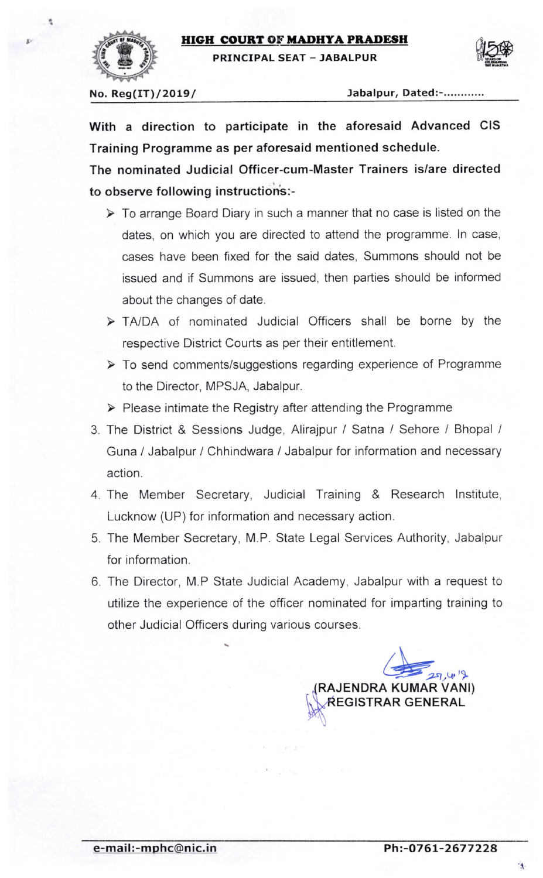**HIGH COURT OF MADHYA PRADESH**

**PRINCIPAL SEAT – JABALPUR**

**No. Reg(IT)/2019/** **Jabalpur, Dated:-............**

**With a direction to participate in the aforesaid Advanced CIS Training Programme as per aforesaid mentioned schedule.**

**The nominated Judicial Officer-cum-Master Trainers is/are directed to observe following instructions:-**

- To arrange Board Diary in such a manner that no case is listed on the dates, on which you are directed to attend the programme. In case, cases have been fixed for the said dates, Summons should not be issued and if Summons are issued, then parties should be informed about the changes of date.
- TA/DA of nominated Judicial Officers shall be borne by the respective District Courts as per their entitlement.
- To send comments/suggestions regarding experience of Programme to the Director, MPSJA, Jabalpur.
- Please intimate the Registry after attending the Programme

3. The District & Sessions Judge, Alirajpur / Satna / Sehore / Bhopal / Guna / Jabalpur / Chhindwara / Jabalpur for information and necessary action.
4. The Member Secretary, Judicial Training & Research Institute, Lucknow (UP) for information and necessary action.
5. The Member Secretary, M.P. State Legal Services Authority, Jabalpur for information.
6. The Director, M.P State Judicial Academy, Jabalpur with a request to utilize the experience of the officer nominated for imparting training to other Judicial Officers during various courses.

29/4/19

(RAJENDRA KUMAR VANI)
REGISTRAR GENERAL

e-mail:-mphc@nic.in Ph:-0761-2677228